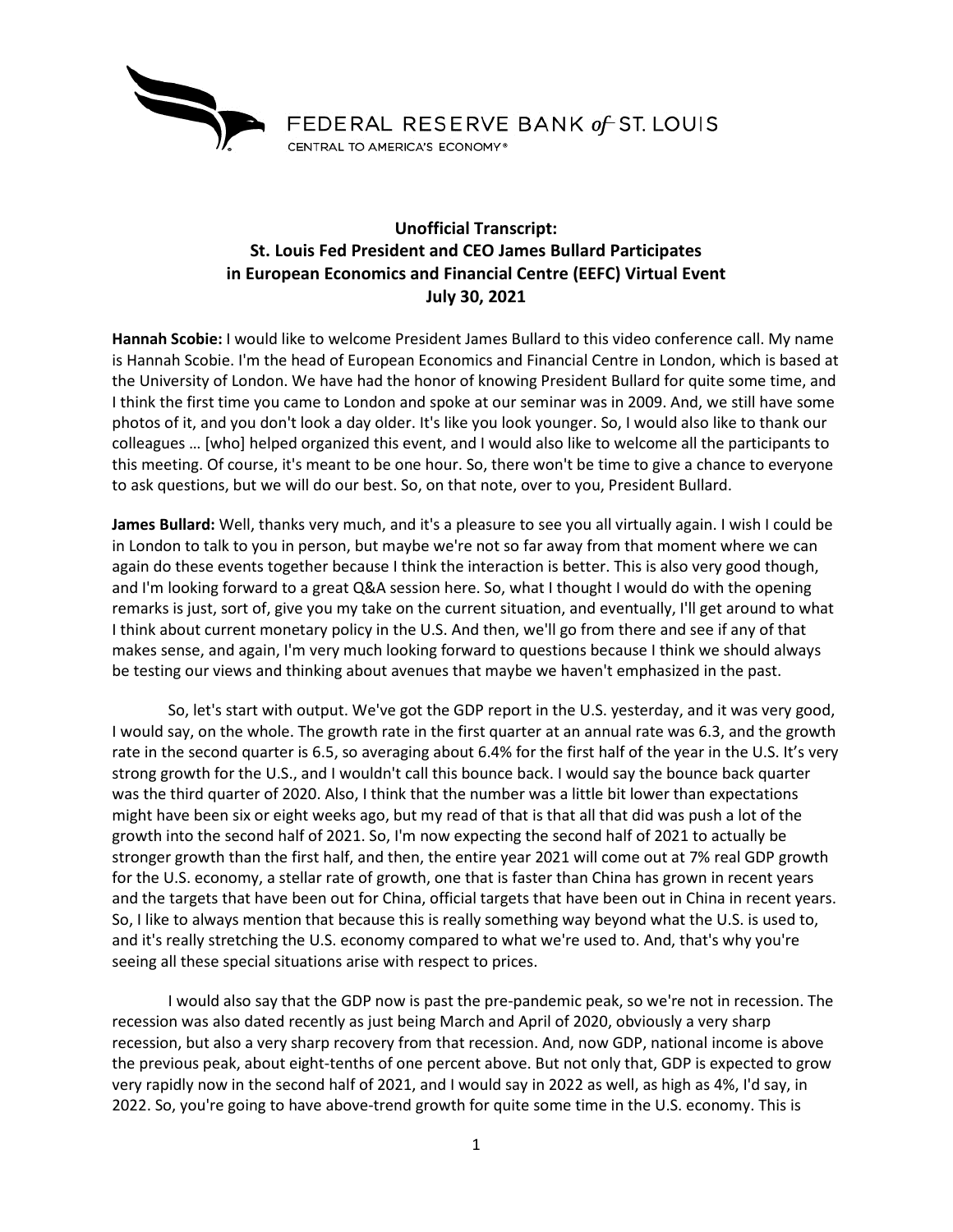FEDERAL RESERVE BANK of ST. LOUIS

CENTRAL TO AMERICA'S ECONOMY®

# Unofficial Transcript: St. Louis Fed President and CEO James Bullard Participates in European Economics and Financial Centre (EEFC) Virtual Event July 30, 2021

**Hannah Scobie:** I would like to welcome President James Bullard to this video conference call. My name is Hannah Scobie. I'm the head of European Economics and Financial Centre in London, which is based at the University of London. We have had the honor of knowing President Bullard for quite some time, and I think the first time you came to London and spoke at our seminar was in 2009. And, we still have some photos of it, and you don't look a day older. It's like you look younger. So, I would also like to thank our colleagues … [who] helped organized this event, and I would also like to welcome all the participants to this meeting. Of course, it's meant to be one hour. So, there won't be time to give a chance to everyone to ask questions, but we will do our best. So, on that note, over to you, President Bullard.

**James Bullard:** Well, thanks very much, and it's a pleasure to see you all virtually again. I wish I could be in London to talk to you in person, but maybe we're not so far away from that moment where we can again do these events together because I think the interaction is better. This is also very good though, and I'm looking forward to a great Q&A session here. So, what I thought I would do with the opening remarks is just, sort of, give you my take on the current situation, and eventually, I'll get around to what I think about current monetary policy in the U.S. And then, we'll go from there and see if any of that makes sense, and again, I'm very much looking forward to questions because I think we should always be testing our views and thinking about avenues that maybe we haven't emphasized in the past.

So, let's start with output. We've got the GDP report in the U.S. yesterday, and it was very good, I would say, on the whole. The growth rate in the first quarter at an annual rate was 6.3, and the growth rate in the second quarter is 6.5, so averaging about 6.4% for the first half of the year in the U.S. It's very strong growth for the U.S., and I wouldn't call this bounce back. I would say the bounce back quarter was the third quarter of 2020. Also, I think that the number was a little bit lower than expectations might have been six or eight weeks ago, but my read of that is that all that did was push a lot of the growth into the second half of 2021. So, I'm now expecting the second half of 2021 to actually be stronger growth than the first half, and then, the entire year 2021 will come out at 7% real GDP growth for the U.S. economy, a stellar rate of growth, one that is faster than China has grown in recent years and the targets that have been out for China, official targets that have been out in China in recent years. So, I like to always mention that because this is really something way beyond what the U.S. is used to, and it's really stretching the U.S. economy compared to what we're used to. And, that's why you're seeing all these special situations arise with respect to prices.

I would also say that the GDP now is past the pre-pandemic peak, so we're not in recession. The recession was also dated recently as just being March and April of 2020, obviously a very sharp recession, but also a very sharp recovery from that recession. And, now GDP, national income is above the previous peak, about eight-tenths of one percent above. But not only that, GDP is expected to grow very rapidly now in the second half of 2021, and I would say in 2022 as well, as high as 4%, I'd say, in 2022. So, you're going to have above-trend growth for quite some time in the U.S. economy. This is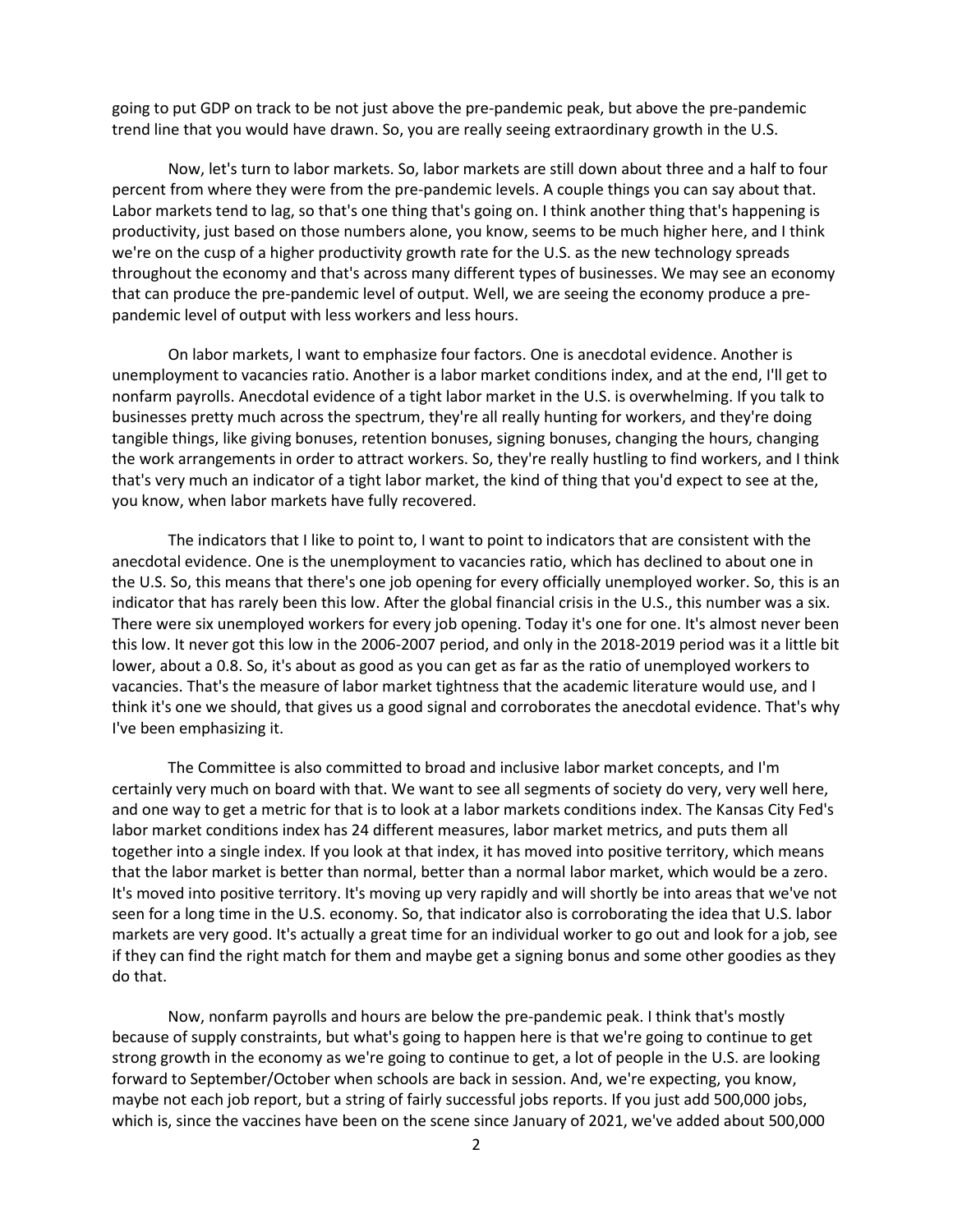going to put GDP on track to be not just above the pre-pandemic peak, but above the pre-pandemic trend line that you would have drawn. So, you are really seeing extraordinary growth in the U.S.

Now, let's turn to labor markets. So, labor markets are still down about three and a half to four percent from where they were from the pre-pandemic levels. A couple things you can say about that. Labor markets tend to lag, so that's one thing that's going on. I think another thing that's happening is productivity, just based on those numbers alone, you know, seems to be much higher here, and I think we're on the cusp of a higher productivity growth rate for the U.S. as the new technology spreads throughout the economy and that's across many different types of businesses. We may see an economy that can produce the pre-pandemic level of output. Well, we are seeing the economy produce a pre-pandemic level of output with less workers and less hours.

On labor markets, I want to emphasize four factors. One is anecdotal evidence. Another is unemployment to vacancies ratio. Another is a labor market conditions index, and at the end, I'll get to nonfarm payrolls. Anecdotal evidence of a tight labor market in the U.S. is overwhelming. If you talk to businesses pretty much across the spectrum, they're all really hunting for workers, and they're doing tangible things, like giving bonuses, retention bonuses, signing bonuses, changing the hours, changing the work arrangements in order to attract workers. So, they're really hustling to find workers, and I think that's very much an indicator of a tight labor market, the kind of thing that you'd expect to see at the, you know, when labor markets have fully recovered.

The indicators that I like to point to, I want to point to indicators that are consistent with the anecdotal evidence. One is the unemployment to vacancies ratio, which has declined to about one in the U.S. So, this means that there's one job opening for every officially unemployed worker. So, this is an indicator that has rarely been this low. After the global financial crisis in the U.S., this number was a six. There were six unemployed workers for every job opening. Today it's one for one. It's almost never been this low. It never got this low in the 2006-2007 period, and only in the 2018-2019 period was it a little bit lower, about a 0.8. So, it's about as good as you can get as far as the ratio of unemployed workers to vacancies. That's the measure of labor market tightness that the academic literature would use, and I think it's one we should, that gives us a good signal and corroborates the anecdotal evidence. That's why I've been emphasizing it.

The Committee is also committed to broad and inclusive labor market concepts, and I'm certainly very much on board with that. We want to see all segments of society do very, very well here, and one way to get a metric for that is to look at a labor markets conditions index. The Kansas City Fed's labor market conditions index has 24 different measures, labor market metrics, and puts them all together into a single index. If you look at that index, it has moved into positive territory, which means that the labor market is better than normal, better than a normal labor market, which would be a zero. It's moved into positive territory. It's moving up very rapidly and will shortly be into areas that we've not seen for a long time in the U.S. economy. So, that indicator also is corroborating the idea that U.S. labor markets are very good. It's actually a great time for an individual worker to go out and look for a job, see if they can find the right match for them and maybe get a signing bonus and some other goodies as they do that.

Now, nonfarm payrolls and hours are below the pre-pandemic peak. I think that's mostly because of supply constraints, but what's going to happen here is that we're going to continue to get strong growth in the economy as we're going to continue to get, a lot of people in the U.S. are looking forward to September/October when schools are back in session. And, we're expecting, you know, maybe not each job report, but a string of fairly successful jobs reports. If you just add 500,000 jobs, which is, since the vaccines have been on the scene since January of 2021, we've added about 500,000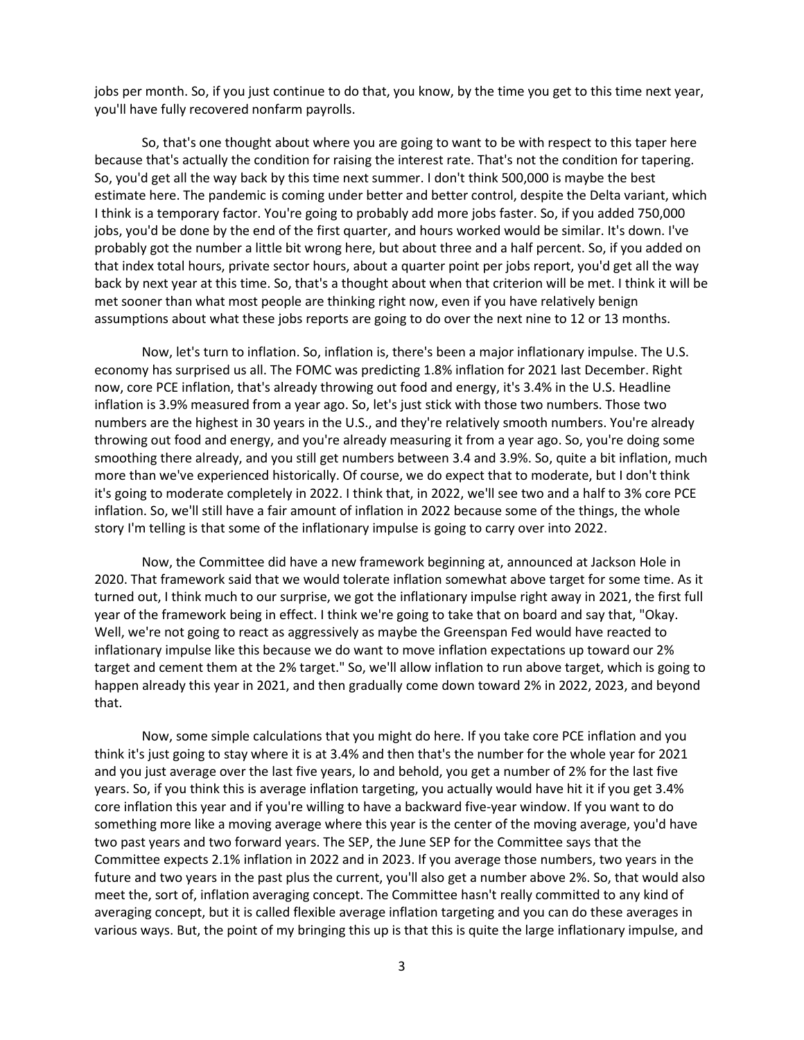jobs per month. So, if you just continue to do that, you know, by the time you get to this time next year, you'll have fully recovered nonfarm payrolls.

So, that's one thought about where you are going to want to be with respect to this taper here because that's actually the condition for raising the interest rate. That's not the condition for tapering. So, you'd get all the way back by this time next summer. I don't think 500,000 is maybe the best estimate here. The pandemic is coming under better and better control, despite the Delta variant, which I think is a temporary factor. You're going to probably add more jobs faster. So, if you added 750,000 jobs, you'd be done by the end of the first quarter, and hours worked would be similar. It's down. I've probably got the number a little bit wrong here, but about three and a half percent. So, if you added on that index total hours, private sector hours, about a quarter point per jobs report, you'd get all the way back by next year at this time. So, that's a thought about when that criterion will be met. I think it will be met sooner than what most people are thinking right now, even if you have relatively benign assumptions about what these jobs reports are going to do over the next nine to 12 or 13 months.

Now, let's turn to inflation. So, inflation is, there's been a major inflationary impulse. The U.S. economy has surprised us all. The FOMC was predicting 1.8% inflation for 2021 last December. Right now, core PCE inflation, that's already throwing out food and energy, it's 3.4% in the U.S. Headline inflation is 3.9% measured from a year ago. So, let's just stick with those two numbers. Those two numbers are the highest in 30 years in the U.S., and they're relatively smooth numbers. You're already throwing out food and energy, and you're already measuring it from a year ago. So, you're doing some smoothing there already, and you still get numbers between 3.4 and 3.9%. So, quite a bit inflation, much more than we've experienced historically. Of course, we do expect that to moderate, but I don't think it's going to moderate completely in 2022. I think that, in 2022, we'll see two and a half to 3% core PCE inflation. So, we'll still have a fair amount of inflation in 2022 because some of the things, the whole story I'm telling is that some of the inflationary impulse is going to carry over into 2022.

Now, the Committee did have a new framework beginning at, announced at Jackson Hole in 2020. That framework said that we would tolerate inflation somewhat above target for some time. As it turned out, I think much to our surprise, we got the inflationary impulse right away in 2021, the first full year of the framework being in effect. I think we're going to take that on board and say that, "Okay. Well, we're not going to react as aggressively as maybe the Greenspan Fed would have reacted to inflationary impulse like this because we do want to move inflation expectations up toward our 2% target and cement them at the 2% target." So, we'll allow inflation to run above target, which is going to happen already this year in 2021, and then gradually come down toward 2% in 2022, 2023, and beyond that.

Now, some simple calculations that you might do here. If you take core PCE inflation and you think it's just going to stay where it is at 3.4% and then that's the number for the whole year for 2021 and you just average over the last five years, lo and behold, you get a number of 2% for the last five years. So, if you think this is average inflation targeting, you actually would have hit it if you get 3.4% core inflation this year and if you're willing to have a backward five-year window. If you want to do something more like a moving average where this year is the center of the moving average, you'd have two past years and two forward years. The SEP, the June SEP for the Committee says that the Committee expects 2.1% inflation in 2022 and in 2023. If you average those numbers, two years in the future and two years in the past plus the current, you'll also get a number above 2%. So, that would also meet the, sort of, inflation averaging concept. The Committee hasn't really committed to any kind of averaging concept, but it is called flexible average inflation targeting and you can do these averages in various ways. But, the point of my bringing this up is that this is quite the large inflationary impulse, and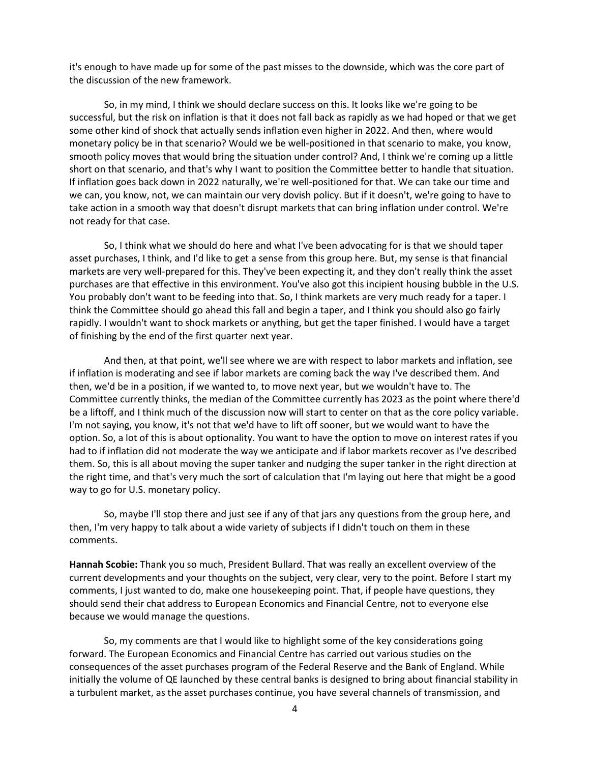it's enough to have made up for some of the past misses to the downside, which was the core part of the discussion of the new framework.

So, in my mind, I think we should declare success on this. It looks like we're going to be successful, but the risk on inflation is that it does not fall back as rapidly as we had hoped or that we get some other kind of shock that actually sends inflation even higher in 2022. And then, where would monetary policy be in that scenario? Would we be well-positioned in that scenario to make, you know, smooth policy moves that would bring the situation under control? And, I think we're coming up a little short on that scenario, and that's why I want to position the Committee better to handle that situation. If inflation goes back down in 2022 naturally, we're well-positioned for that. We can take our time and we can, you know, not, we can maintain our very dovish policy. But if it doesn't, we're going to have to take action in a smooth way that doesn't disrupt markets that can bring inflation under control. We're not ready for that case.

So, I think what we should do here and what I've been advocating for is that we should taper asset purchases, I think, and I'd like to get a sense from this group here. But, my sense is that financial markets are very well-prepared for this. They've been expecting it, and they don't really think the asset purchases are that effective in this environment. You've also got this incipient housing bubble in the U.S. You probably don't want to be feeding into that. So, I think markets are very much ready for a taper. I think the Committee should go ahead this fall and begin a taper, and I think you should also go fairly rapidly. I wouldn't want to shock markets or anything, but get the taper finished. I would have a target of finishing by the end of the first quarter next year.

And then, at that point, we'll see where we are with respect to labor markets and inflation, see if inflation is moderating and see if labor markets are coming back the way I've described them. And then, we'd be in a position, if we wanted to, to move next year, but we wouldn't have to. The Committee currently thinks, the median of the Committee currently has 2023 as the point where there'd be a liftoff, and I think much of the discussion now will start to center on that as the core policy variable. I'm not saying, you know, it's not that we'd have to lift off sooner, but we would want to have the option. So, a lot of this is about optionality. You want to have the option to move on interest rates if you had to if inflation did not moderate the way we anticipate and if labor markets recover as I've described them. So, this is all about moving the super tanker and nudging the super tanker in the right direction at the right time, and that's very much the sort of calculation that I'm laying out here that might be a good way to go for U.S. monetary policy.

So, maybe I'll stop there and just see if any of that jars any questions from the group here, and then, I'm very happy to talk about a wide variety of subjects if I didn't touch on them in these comments.

**Hannah Scobie:** Thank you so much, President Bullard. That was really an excellent overview of the current developments and your thoughts on the subject, very clear, very to the point. Before I start my comments, I just wanted to do, make one housekeeping point. That, if people have questions, they should send their chat address to European Economics and Financial Centre, not to everyone else because we would manage the questions.

So, my comments are that I would like to highlight some of the key considerations going forward. The European Economics and Financial Centre has carried out various studies on the consequences of the asset purchases program of the Federal Reserve and the Bank of England. While initially the volume of QE launched by these central banks is designed to bring about financial stability in a turbulent market, as the asset purchases continue, you have several channels of transmission, and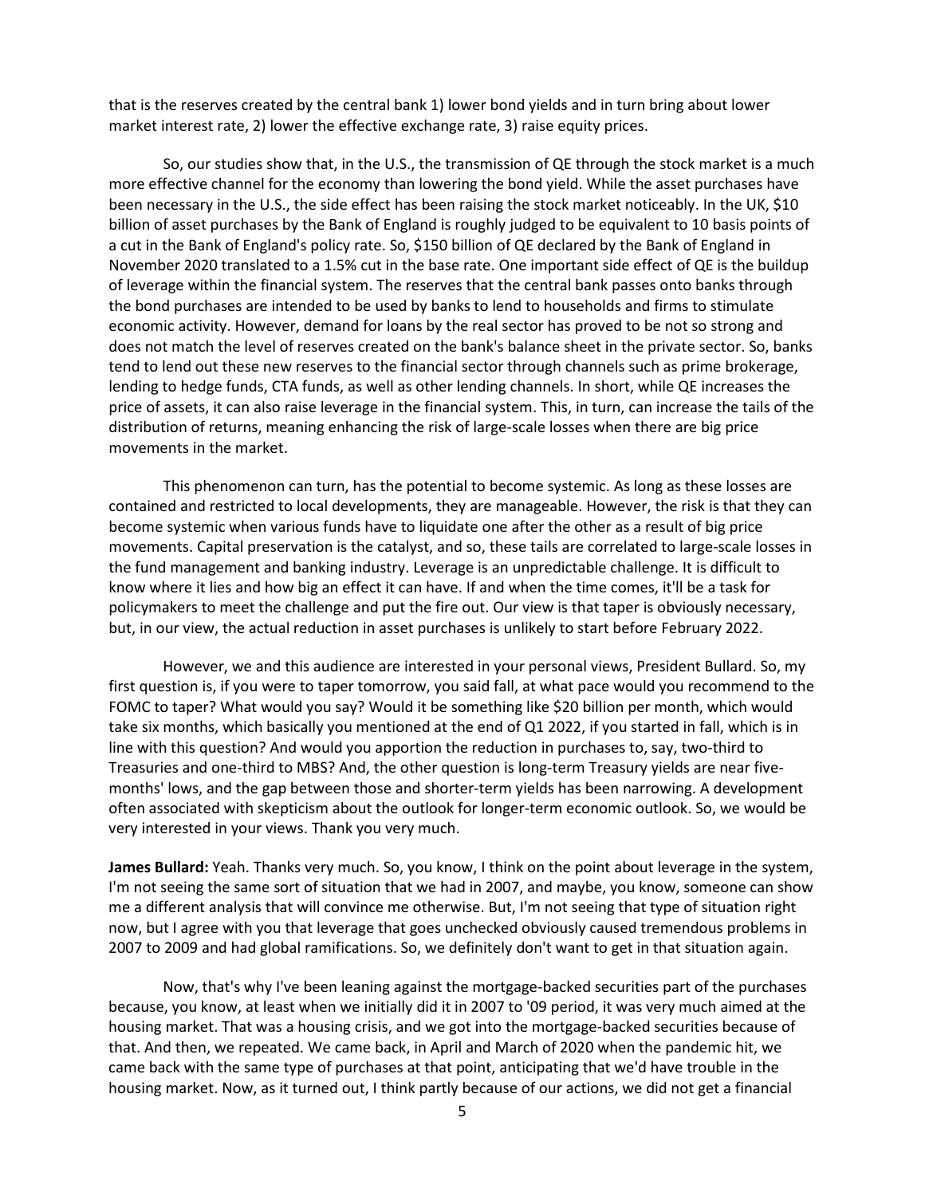that is the reserves created by the central bank 1) lower bond yields and in turn bring about lower market interest rate, 2) lower the effective exchange rate, 3) raise equity prices.

So, our studies show that, in the U.S., the transmission of QE through the stock market is a much more effective channel for the economy than lowering the bond yield. While the asset purchases have been necessary in the U.S., the side effect has been raising the stock market noticeably. In the UK, $10 billion of asset purchases by the Bank of England is roughly judged to be equivalent to 10 basis points of a cut in the Bank of England's policy rate. So, $150 billion of QE declared by the Bank of England in November 2020 translated to a 1.5% cut in the base rate. One important side effect of QE is the buildup of leverage within the financial system. The reserves that the central bank passes onto banks through the bond purchases are intended to be used by banks to lend to households and firms to stimulate economic activity. However, demand for loans by the real sector has proved to be not so strong and does not match the level of reserves created on the bank's balance sheet in the private sector. So, banks tend to lend out these new reserves to the financial sector through channels such as prime brokerage, lending to hedge funds, CTA funds, as well as other lending channels. In short, while QE increases the price of assets, it can also raise leverage in the financial system. This, in turn, can increase the tails of the distribution of returns, meaning enhancing the risk of large-scale losses when there are big price movements in the market.

This phenomenon can turn, has the potential to become systemic. As long as these losses are contained and restricted to local developments, they are manageable. However, the risk is that they can become systemic when various funds have to liquidate one after the other as a result of big price movements. Capital preservation is the catalyst, and so, these tails are correlated to large-scale losses in the fund management and banking industry. Leverage is an unpredictable challenge. It is difficult to know where it lies and how big an effect it can have. If and when the time comes, it'll be a task for policymakers to meet the challenge and put the fire out. Our view is that taper is obviously necessary, but, in our view, the actual reduction in asset purchases is unlikely to start before February 2022.

However, we and this audience are interested in your personal views, President Bullard. So, my first question is, if you were to taper tomorrow, you said fall, at what pace would you recommend to the FOMC to taper? What would you say? Would it be something like $20 billion per month, which would take six months, which basically you mentioned at the end of Q1 2022, if you started in fall, which is in line with this question? And would you apportion the reduction in purchases to, say, two-third to Treasuries and one-third to MBS? And, the other question is long-term Treasury yields are near five-months' lows, and the gap between those and shorter-term yields has been narrowing. A development often associated with skepticism about the outlook for longer-term economic outlook. So, we would be very interested in your views. Thank you very much.

**James Bullard:** Yeah. Thanks very much. So, you know, I think on the point about leverage in the system, I'm not seeing the same sort of situation that we had in 2007, and maybe, you know, someone can show me a different analysis that will convince me otherwise. But, I'm not seeing that type of situation right now, but I agree with you that leverage that goes unchecked obviously caused tremendous problems in 2007 to 2009 and had global ramifications. So, we definitely don't want to get in that situation again.

Now, that's why I've been leaning against the mortgage-backed securities part of the purchases because, you know, at least when we initially did it in 2007 to '09 period, it was very much aimed at the housing market. That was a housing crisis, and we got into the mortgage-backed securities because of that. And then, we repeated. We came back, in April and March of 2020 when the pandemic hit, we came back with the same type of purchases at that point, anticipating that we'd have trouble in the housing market. Now, as it turned out, I think partly because of our actions, we did not get a financial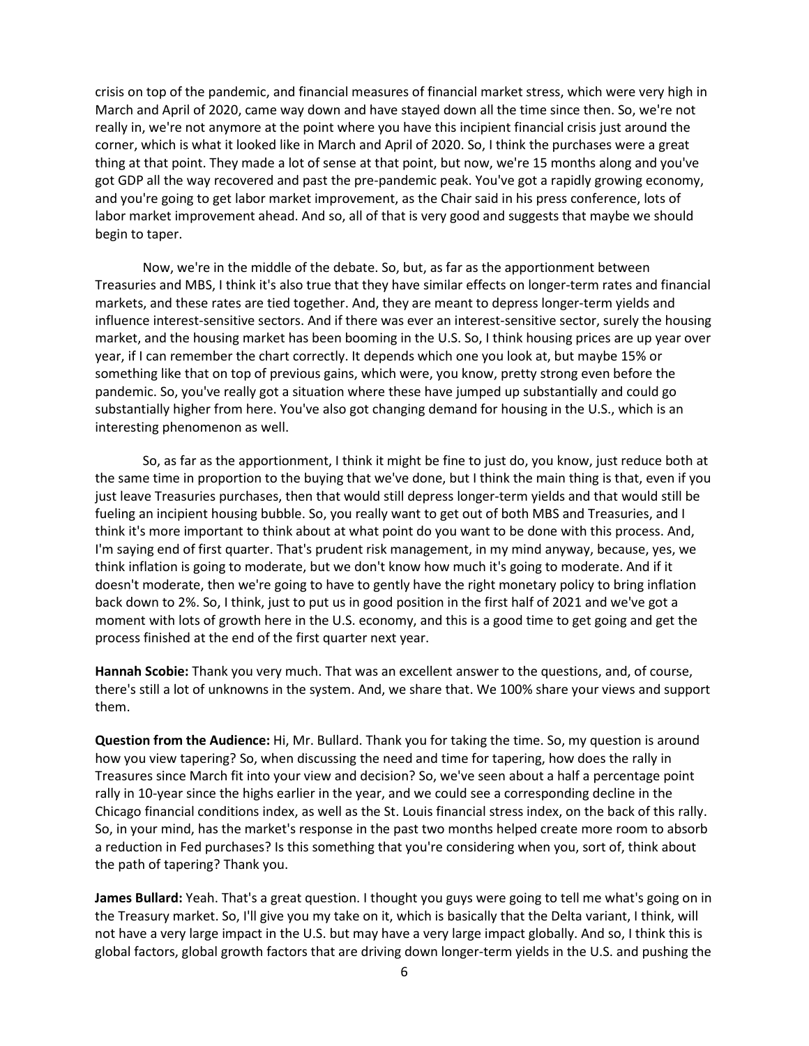crisis on top of the pandemic, and financial measures of financial market stress, which were very high in March and April of 2020, came way down and have stayed down all the time since then. So, we're not really in, we're not anymore at the point where you have this incipient financial crisis just around the corner, which is what it looked like in March and April of 2020. So, I think the purchases were a great thing at that point. They made a lot of sense at that point, but now, we're 15 months along and you've got GDP all the way recovered and past the pre-pandemic peak. You've got a rapidly growing economy, and you're going to get labor market improvement, as the Chair said in his press conference, lots of labor market improvement ahead. And so, all of that is very good and suggests that maybe we should begin to taper.

Now, we're in the middle of the debate. So, but, as far as the apportionment between Treasuries and MBS, I think it's also true that they have similar effects on longer-term rates and financial markets, and these rates are tied together. And, they are meant to depress longer-term yields and influence interest-sensitive sectors. And if there was ever an interest-sensitive sector, surely the housing market, and the housing market has been booming in the U.S. So, I think housing prices are up year over year, if I can remember the chart correctly. It depends which one you look at, but maybe 15% or something like that on top of previous gains, which were, you know, pretty strong even before the pandemic. So, you've really got a situation where these have jumped up substantially and could go substantially higher from here. You've also got changing demand for housing in the U.S., which is an interesting phenomenon as well.

So, as far as the apportionment, I think it might be fine to just do, you know, just reduce both at the same time in proportion to the buying that we've done, but I think the main thing is that, even if you just leave Treasuries purchases, then that would still depress longer-term yields and that would still be fueling an incipient housing bubble. So, you really want to get out of both MBS and Treasuries, and I think it's more important to think about at what point do you want to be done with this process. And, I'm saying end of first quarter. That's prudent risk management, in my mind anyway, because, yes, we think inflation is going to moderate, but we don't know how much it's going to moderate. And if it doesn't moderate, then we're going to have to gently have the right monetary policy to bring inflation back down to 2%. So, I think, just to put us in good position in the first half of 2021 and we've got a moment with lots of growth here in the U.S. economy, and this is a good time to get going and get the process finished at the end of the first quarter next year.

**Hannah Scobie:** Thank you very much. That was an excellent answer to the questions, and, of course, there's still a lot of unknowns in the system. And, we share that. We 100% share your views and support them.

**Question from the Audience:** Hi, Mr. Bullard. Thank you for taking the time. So, my question is around how you view tapering? So, when discussing the need and time for tapering, how does the rally in Treasuries since March fit into your view and decision? So, we've seen about a half a percentage point rally in 10-year since the highs earlier in the year, and we could see a corresponding decline in the Chicago financial conditions index, as well as the St. Louis financial stress index, on the back of this rally. So, in your mind, has the market's response in the past two months helped create more room to absorb a reduction in Fed purchases? Is this something that you're considering when you, sort of, think about the path of tapering? Thank you.

**James Bullard:** Yeah. That's a great question. I thought you guys were going to tell me what's going on in the Treasury market. So, I'll give you my take on it, which is basically that the Delta variant, I think, will not have a very large impact in the U.S. but may have a very large impact globally. And so, I think this is global factors, global growth factors that are driving down longer-term yields in the U.S. and pushing the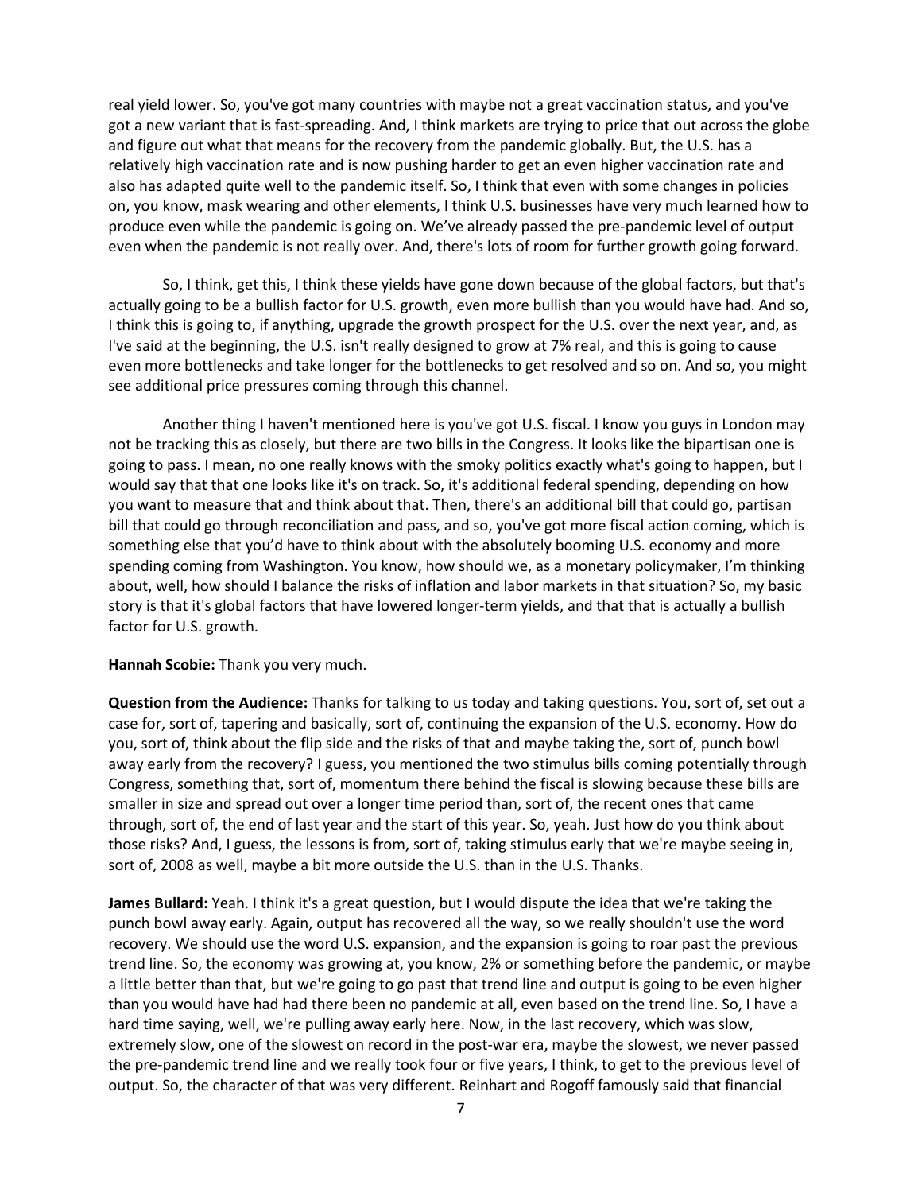real yield lower. So, you've got many countries with maybe not a great vaccination status, and you've got a new variant that is fast-spreading. And, I think markets are trying to price that out across the globe and figure out what that means for the recovery from the pandemic globally. But, the U.S. has a relatively high vaccination rate and is now pushing harder to get an even higher vaccination rate and also has adapted quite well to the pandemic itself. So, I think that even with some changes in policies on, you know, mask wearing and other elements, I think U.S. businesses have very much learned how to produce even while the pandemic is going on. We've already passed the pre-pandemic level of output even when the pandemic is not really over. And, there's lots of room for further growth going forward.

So, I think, get this, I think these yields have gone down because of the global factors, but that's actually going to be a bullish factor for U.S. growth, even more bullish than you would have had. And so, I think this is going to, if anything, upgrade the growth prospect for the U.S. over the next year, and, as I've said at the beginning, the U.S. isn't really designed to grow at 7% real, and this is going to cause even more bottlenecks and take longer for the bottlenecks to get resolved and so on. And so, you might see additional price pressures coming through this channel.

Another thing I haven't mentioned here is you've got U.S. fiscal. I know you guys in London may not be tracking this as closely, but there are two bills in the Congress. It looks like the bipartisan one is going to pass. I mean, no one really knows with the smoky politics exactly what's going to happen, but I would say that that one looks like it's on track. So, it's additional federal spending, depending on how you want to measure that and think about that. Then, there's an additional bill that could go, partisan bill that could go through reconciliation and pass, and so, you've got more fiscal action coming, which is something else that you'd have to think about with the absolutely booming U.S. economy and more spending coming from Washington. You know, how should we, as a monetary policymaker, I'm thinking about, well, how should I balance the risks of inflation and labor markets in that situation? So, my basic story is that it's global factors that have lowered longer-term yields, and that that is actually a bullish factor for U.S. growth.

**Hannah Scobie:** Thank you very much.

**Question from the Audience:** Thanks for talking to us today and taking questions. You, sort of, set out a case for, sort of, tapering and basically, sort of, continuing the expansion of the U.S. economy. How do you, sort of, think about the flip side and the risks of that and maybe taking the, sort of, punch bowl away early from the recovery? I guess, you mentioned the two stimulus bills coming potentially through Congress, something that, sort of, momentum there behind the fiscal is slowing because these bills are smaller in size and spread out over a longer time period than, sort of, the recent ones that came through, sort of, the end of last year and the start of this year. So, yeah. Just how do you think about those risks? And, I guess, the lessons is from, sort of, taking stimulus early that we're maybe seeing in, sort of, 2008 as well, maybe a bit more outside the U.S. than in the U.S. Thanks.

**James Bullard:** Yeah. I think it's a great question, but I would dispute the idea that we're taking the punch bowl away early. Again, output has recovered all the way, so we really shouldn't use the word recovery. We should use the word U.S. expansion, and the expansion is going to roar past the previous trend line. So, the economy was growing at, you know, 2% or something before the pandemic, or maybe a little better than that, but we're going to go past that trend line and output is going to be even higher than you would have had had there been no pandemic at all, even based on the trend line. So, I have a hard time saying, well, we're pulling away early here. Now, in the last recovery, which was slow, extremely slow, one of the slowest on record in the post-war era, maybe the slowest, we never passed the pre-pandemic trend line and we really took four or five years, I think, to get to the previous level of output. So, the character of that was very different. Reinhart and Rogoff famously said that financial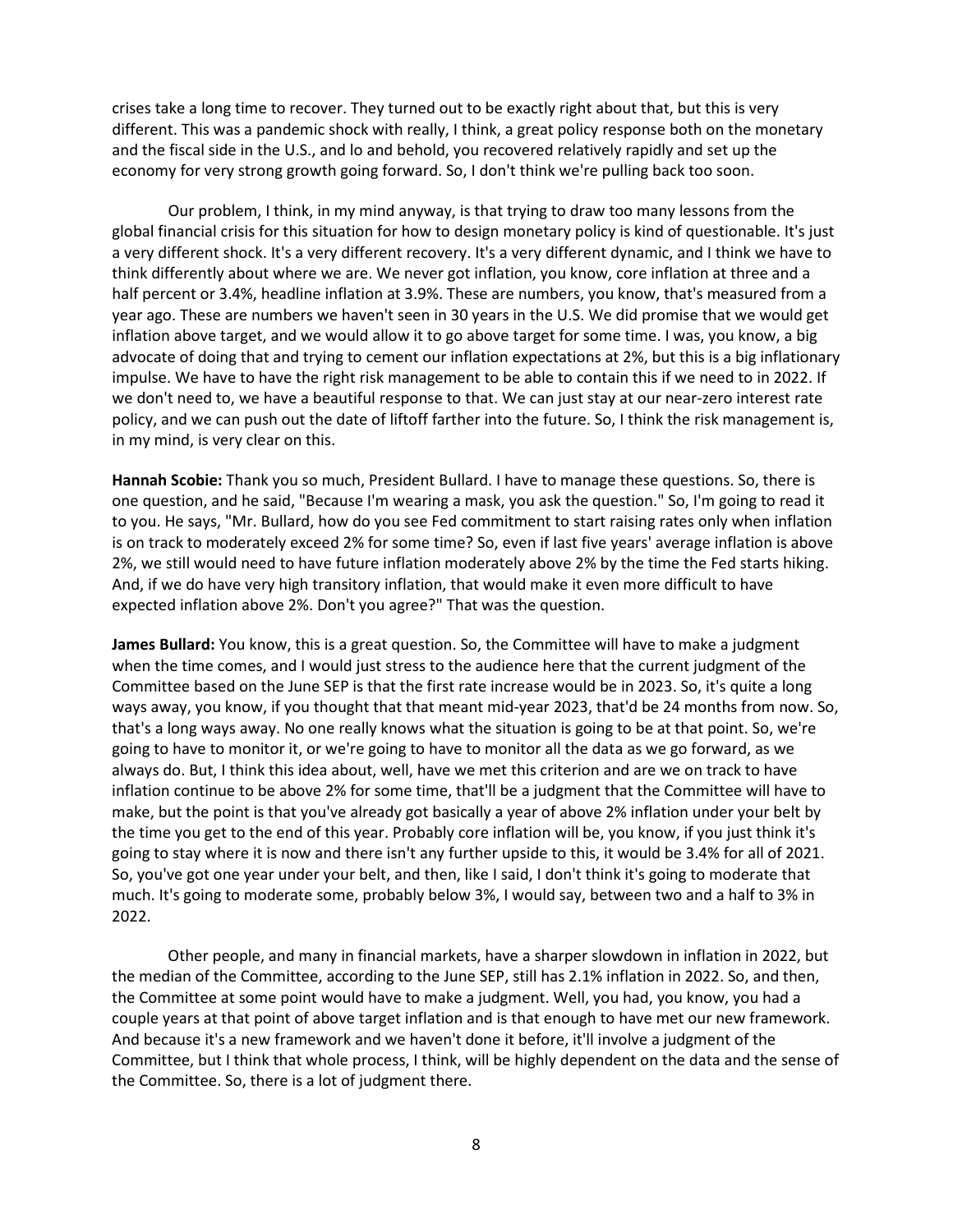crises take a long time to recover. They turned out to be exactly right about that, but this is very different. This was a pandemic shock with really, I think, a great policy response both on the monetary and the fiscal side in the U.S., and lo and behold, you recovered relatively rapidly and set up the economy for very strong growth going forward. So, I don't think we're pulling back too soon.

Our problem, I think, in my mind anyway, is that trying to draw too many lessons from the global financial crisis for this situation for how to design monetary policy is kind of questionable. It's just a very different shock. It's a very different recovery. It's a very different dynamic, and I think we have to think differently about where we are. We never got inflation, you know, core inflation at three and a half percent or 3.4%, headline inflation at 3.9%. These are numbers, you know, that's measured from a year ago. These are numbers we haven't seen in 30 years in the U.S. We did promise that we would get inflation above target, and we would allow it to go above target for some time. I was, you know, a big advocate of doing that and trying to cement our inflation expectations at 2%, but this is a big inflationary impulse. We have to have the right risk management to be able to contain this if we need to in 2022. If we don't need to, we have a beautiful response to that. We can just stay at our near-zero interest rate policy, and we can push out the date of liftoff farther into the future. So, I think the risk management is, in my mind, is very clear on this.

**Hannah Scobie:** Thank you so much, President Bullard. I have to manage these questions. So, there is one question, and he said, "Because I'm wearing a mask, you ask the question." So, I'm going to read it to you. He says, "Mr. Bullard, how do you see Fed commitment to start raising rates only when inflation is on track to moderately exceed 2% for some time? So, even if last five years' average inflation is above 2%, we still would need to have future inflation moderately above 2% by the time the Fed starts hiking. And, if we do have very high transitory inflation, that would make it even more difficult to have expected inflation above 2%. Don't you agree?" That was the question.

**James Bullard:** You know, this is a great question. So, the Committee will have to make a judgment when the time comes, and I would just stress to the audience here that the current judgment of the Committee based on the June SEP is that the first rate increase would be in 2023. So, it's quite a long ways away, you know, if you thought that that meant mid-year 2023, that'd be 24 months from now. So, that's a long ways away. No one really knows what the situation is going to be at that point. So, we're going to have to monitor it, or we're going to have to monitor all the data as we go forward, as we always do. But, I think this idea about, well, have we met this criterion and are we on track to have inflation continue to be above 2% for some time, that'll be a judgment that the Committee will have to make, but the point is that you've already got basically a year of above 2% inflation under your belt by the time you get to the end of this year. Probably core inflation will be, you know, if you just think it's going to stay where it is now and there isn't any further upside to this, it would be 3.4% for all of 2021. So, you've got one year under your belt, and then, like I said, I don't think it's going to moderate that much. It's going to moderate some, probably below 3%, I would say, between two and a half to 3% in 2022.

Other people, and many in financial markets, have a sharper slowdown in inflation in 2022, but the median of the Committee, according to the June SEP, still has 2.1% inflation in 2022. So, and then, the Committee at some point would have to make a judgment. Well, you had, you know, you had a couple years at that point of above target inflation and is that enough to have met our new framework. And because it's a new framework and we haven't done it before, it'll involve a judgment of the Committee, but I think that whole process, I think, will be highly dependent on the data and the sense of the Committee. So, there is a lot of judgment there.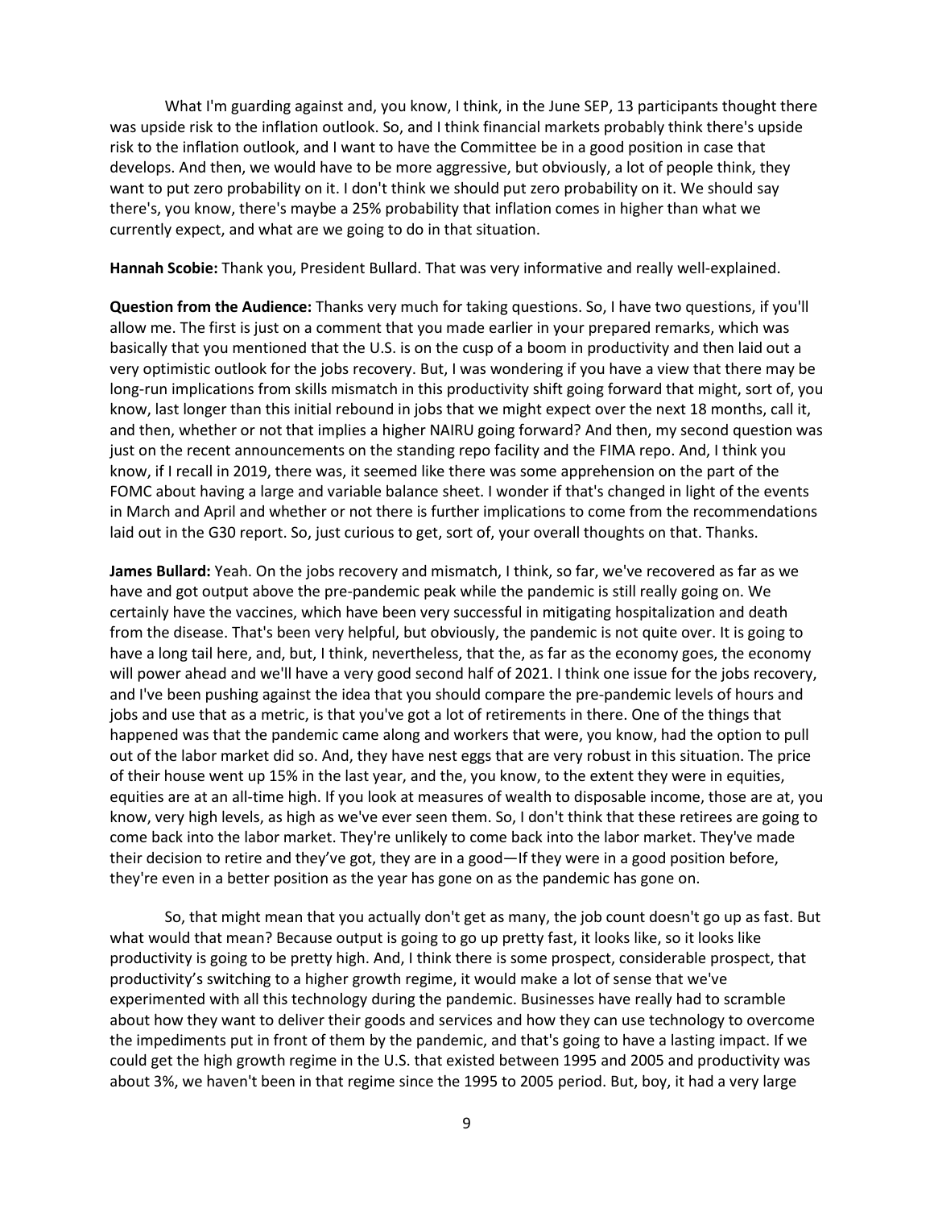What I'm guarding against and, you know, I think, in the June SEP, 13 participants thought there was upside risk to the inflation outlook. So, and I think financial markets probably think there's upside risk to the inflation outlook, and I want to have the Committee be in a good position in case that develops. And then, we would have to be more aggressive, but obviously, a lot of people think, they want to put zero probability on it. I don't think we should put zero probability on it. We should say there's, you know, there's maybe a 25% probability that inflation comes in higher than what we currently expect, and what are we going to do in that situation.

**Hannah Scobie:** Thank you, President Bullard. That was very informative and really well-explained.

**Question from the Audience:** Thanks very much for taking questions. So, I have two questions, if you'll allow me. The first is just on a comment that you made earlier in your prepared remarks, which was basically that you mentioned that the U.S. is on the cusp of a boom in productivity and then laid out a very optimistic outlook for the jobs recovery. But, I was wondering if you have a view that there may be long-run implications from skills mismatch in this productivity shift going forward that might, sort of, you know, last longer than this initial rebound in jobs that we might expect over the next 18 months, call it, and then, whether or not that implies a higher NAIRU going forward? And then, my second question was just on the recent announcements on the standing repo facility and the FIMA repo. And, I think you know, if I recall in 2019, there was, it seemed like there was some apprehension on the part of the FOMC about having a large and variable balance sheet. I wonder if that's changed in light of the events in March and April and whether or not there is further implications to come from the recommendations laid out in the G30 report. So, just curious to get, sort of, your overall thoughts on that. Thanks.

**James Bullard:** Yeah. On the jobs recovery and mismatch, I think, so far, we've recovered as far as we have and got output above the pre-pandemic peak while the pandemic is still really going on. We certainly have the vaccines, which have been very successful in mitigating hospitalization and death from the disease. That's been very helpful, but obviously, the pandemic is not quite over. It is going to have a long tail here, and, but, I think, nevertheless, that the, as far as the economy goes, the economy will power ahead and we'll have a very good second half of 2021. I think one issue for the jobs recovery, and I've been pushing against the idea that you should compare the pre-pandemic levels of hours and jobs and use that as a metric, is that you've got a lot of retirements in there. One of the things that happened was that the pandemic came along and workers that were, you know, had the option to pull out of the labor market did so. And, they have nest eggs that are very robust in this situation. The price of their house went up 15% in the last year, and the, you know, to the extent they were in equities, equities are at an all-time high. If you look at measures of wealth to disposable income, those are at, you know, very high levels, as high as we've ever seen them. So, I don't think that these retirees are going to come back into the labor market. They're unlikely to come back into the labor market. They've made their decision to retire and they've got, they are in a good—If they were in a good position before, they're even in a better position as the year has gone on as the pandemic has gone on.

So, that might mean that you actually don't get as many, the job count doesn't go up as fast. But what would that mean? Because output is going to go up pretty fast, it looks like, so it looks like productivity is going to be pretty high. And, I think there is some prospect, considerable prospect, that productivity's switching to a higher growth regime, it would make a lot of sense that we've experimented with all this technology during the pandemic. Businesses have really had to scramble about how they want to deliver their goods and services and how they can use technology to overcome the impediments put in front of them by the pandemic, and that's going to have a lasting impact. If we could get the high growth regime in the U.S. that existed between 1995 and 2005 and productivity was about 3%, we haven't been in that regime since the 1995 to 2005 period. But, boy, it had a very large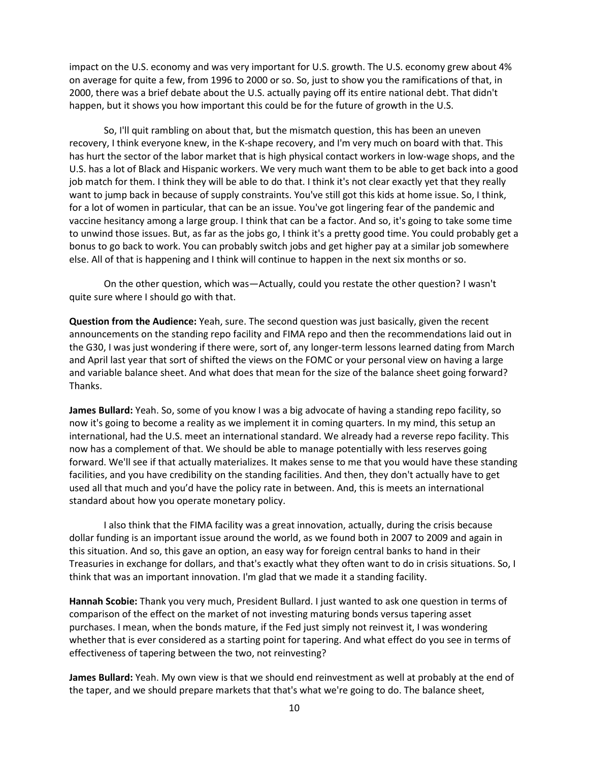impact on the U.S. economy and was very important for U.S. growth. The U.S. economy grew about 4% on average for quite a few, from 1996 to 2000 or so. So, just to show you the ramifications of that, in 2000, there was a brief debate about the U.S. actually paying off its entire national debt. That didn't happen, but it shows you how important this could be for the future of growth in the U.S.

So, I'll quit rambling on about that, but the mismatch question, this has been an uneven recovery, I think everyone knew, in the K-shape recovery, and I'm very much on board with that. This has hurt the sector of the labor market that is high physical contact workers in low-wage shops, and the U.S. has a lot of Black and Hispanic workers. We very much want them to be able to get back into a good job match for them. I think they will be able to do that. I think it's not clear exactly yet that they really want to jump back in because of supply constraints. You've still got this kids at home issue. So, I think, for a lot of women in particular, that can be an issue. You've got lingering fear of the pandemic and vaccine hesitancy among a large group. I think that can be a factor. And so, it's going to take some time to unwind those issues. But, as far as the jobs go, I think it's a pretty good time. You could probably get a bonus to go back to work. You can probably switch jobs and get higher pay at a similar job somewhere else. All of that is happening and I think will continue to happen in the next six months or so.

On the other question, which was—Actually, could you restate the other question? I wasn't quite sure where I should go with that.

**Question from the Audience:** Yeah, sure. The second question was just basically, given the recent announcements on the standing repo facility and FIMA repo and then the recommendations laid out in the G30, I was just wondering if there were, sort of, any longer-term lessons learned dating from March and April last year that sort of shifted the views on the FOMC or your personal view on having a large and variable balance sheet. And what does that mean for the size of the balance sheet going forward? Thanks.

**James Bullard:** Yeah. So, some of you know I was a big advocate of having a standing repo facility, so now it's going to become a reality as we implement it in coming quarters. In my mind, this setup an international, had the U.S. meet an international standard. We already had a reverse repo facility. This now has a complement of that. We should be able to manage potentially with less reserves going forward. We'll see if that actually materializes. It makes sense to me that you would have these standing facilities, and you have credibility on the standing facilities. And then, they don't actually have to get used all that much and you'd have the policy rate in between. And, this is meets an international standard about how you operate monetary policy.

I also think that the FIMA facility was a great innovation, actually, during the crisis because dollar funding is an important issue around the world, as we found both in 2007 to 2009 and again in this situation. And so, this gave an option, an easy way for foreign central banks to hand in their Treasuries in exchange for dollars, and that's exactly what they often want to do in crisis situations. So, I think that was an important innovation. I'm glad that we made it a standing facility.

**Hannah Scobie:** Thank you very much, President Bullard. I just wanted to ask one question in terms of comparison of the effect on the market of not investing maturing bonds versus tapering asset purchases. I mean, when the bonds mature, if the Fed just simply not reinvest it, I was wondering whether that is ever considered as a starting point for tapering. And what effect do you see in terms of effectiveness of tapering between the two, not reinvesting?

**James Bullard:** Yeah. My own view is that we should end reinvestment as well at probably at the end of the taper, and we should prepare markets that that's what we're going to do. The balance sheet,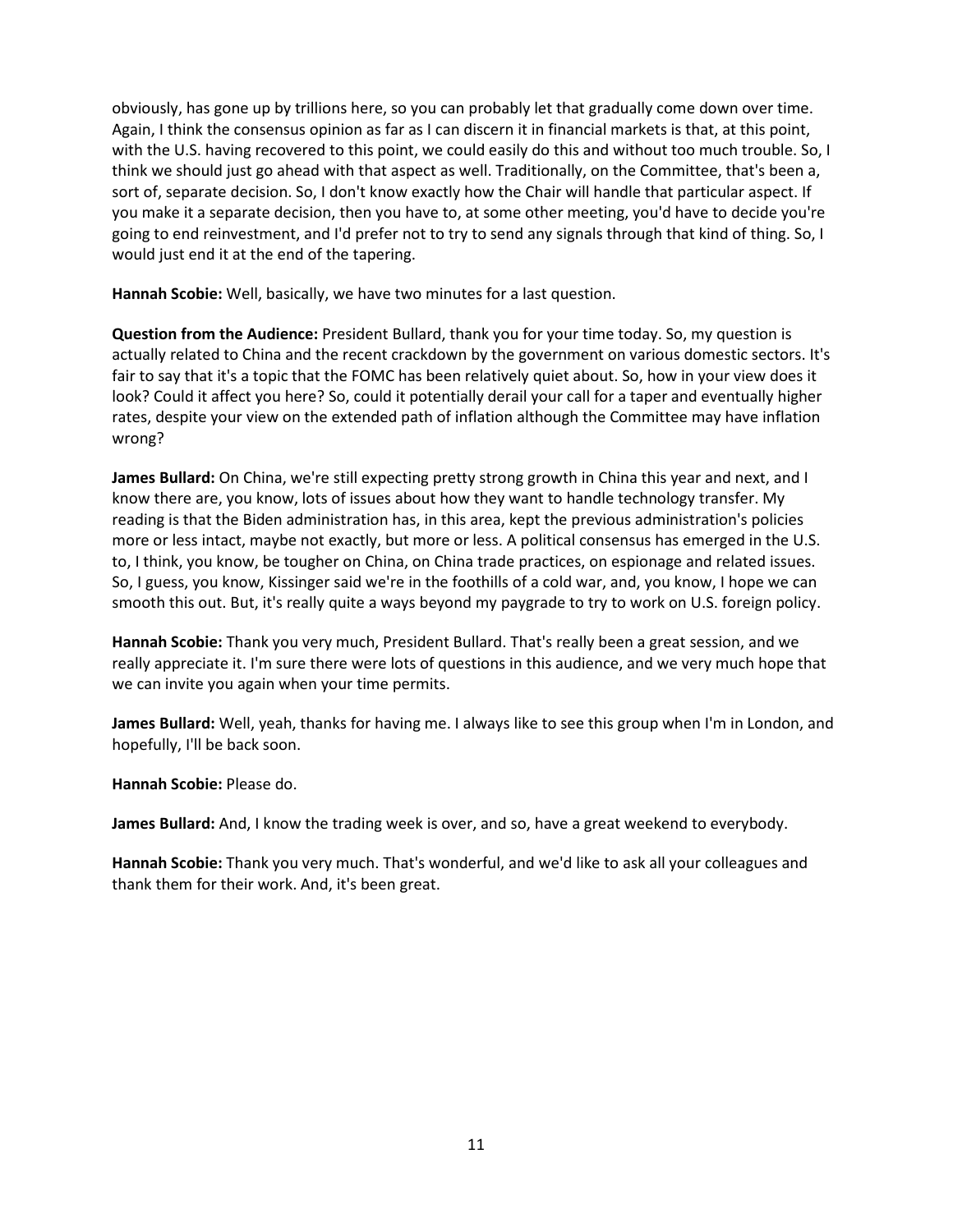obviously, has gone up by trillions here, so you can probably let that gradually come down over time. Again, I think the consensus opinion as far as I can discern it in financial markets is that, at this point, with the U.S. having recovered to this point, we could easily do this and without too much trouble. So, I think we should just go ahead with that aspect as well. Traditionally, on the Committee, that's been a, sort of, separate decision. So, I don't know exactly how the Chair will handle that particular aspect. If you make it a separate decision, then you have to, at some other meeting, you'd have to decide you're going to end reinvestment, and I'd prefer not to try to send any signals through that kind of thing. So, I would just end it at the end of the tapering.

**Hannah Scobie:** Well, basically, we have two minutes for a last question.

**Question from the Audience:** President Bullard, thank you for your time today. So, my question is actually related to China and the recent crackdown by the government on various domestic sectors. It's fair to say that it's a topic that the FOMC has been relatively quiet about. So, how in your view does it look? Could it affect you here? So, could it potentially derail your call for a taper and eventually higher rates, despite your view on the extended path of inflation although the Committee may have inflation wrong?

**James Bullard:** On China, we're still expecting pretty strong growth in China this year and next, and I know there are, you know, lots of issues about how they want to handle technology transfer. My reading is that the Biden administration has, in this area, kept the previous administration's policies more or less intact, maybe not exactly, but more or less. A political consensus has emerged in the U.S. to, I think, you know, be tougher on China, on China trade practices, on espionage and related issues. So, I guess, you know, Kissinger said we're in the foothills of a cold war, and, you know, I hope we can smooth this out. But, it's really quite a ways beyond my paygrade to try to work on U.S. foreign policy.

**Hannah Scobie:** Thank you very much, President Bullard. That's really been a great session, and we really appreciate it. I'm sure there were lots of questions in this audience, and we very much hope that we can invite you again when your time permits.

**James Bullard:** Well, yeah, thanks for having me. I always like to see this group when I'm in London, and hopefully, I'll be back soon.

**Hannah Scobie:** Please do.

**James Bullard:** And, I know the trading week is over, and so, have a great weekend to everybody.

**Hannah Scobie:** Thank you very much. That's wonderful, and we'd like to ask all your colleagues and thank them for their work. And, it's been great.